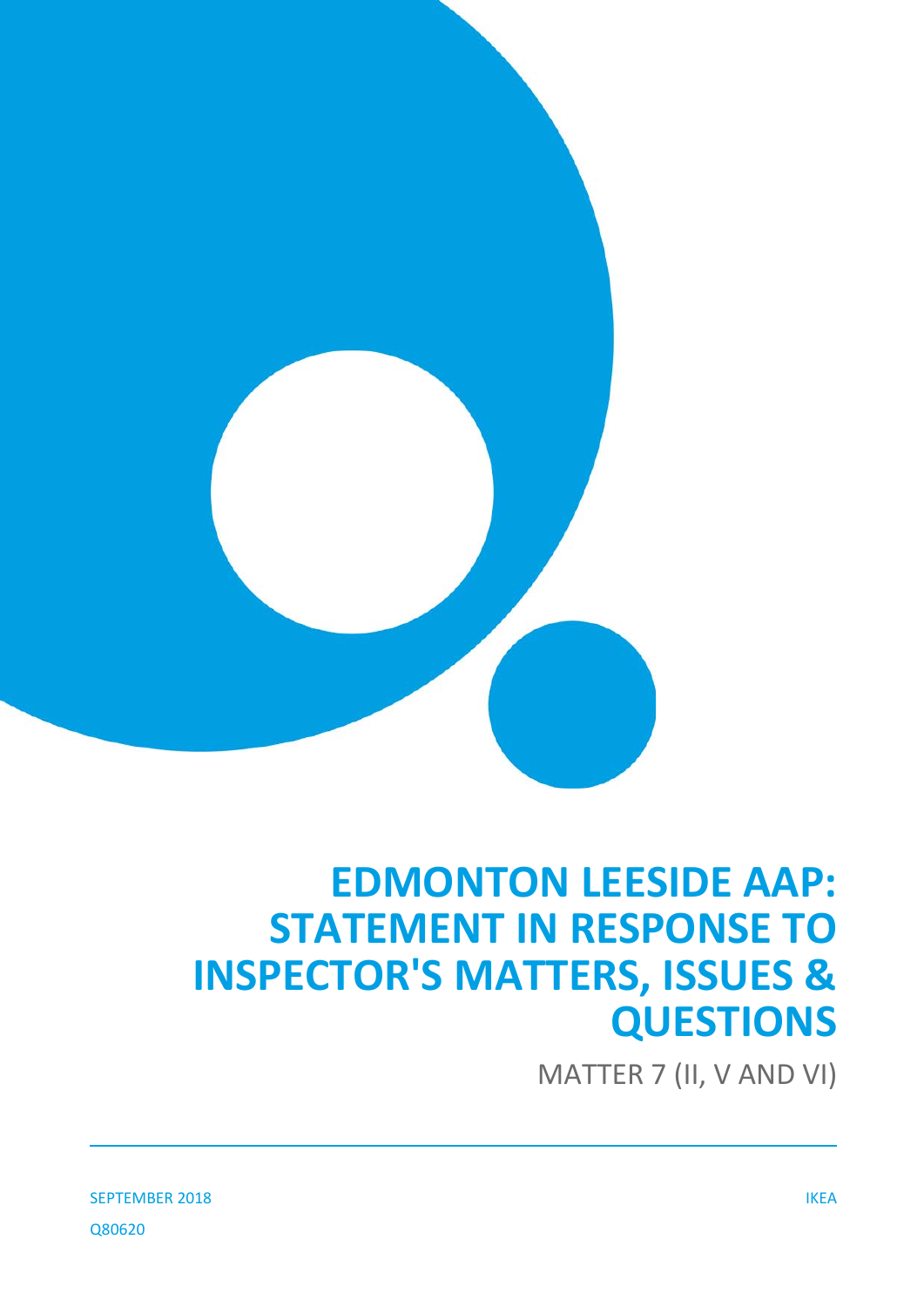# EDMONTON LEESIDE AAP: STATEMENT IN RESPONSE TO INSPECTOR'S MATTERS, ISSUES & QUESTIONS

MATTER 7 (II, V AND VI)

SEPTEMBER 2018

IKEA

Q80620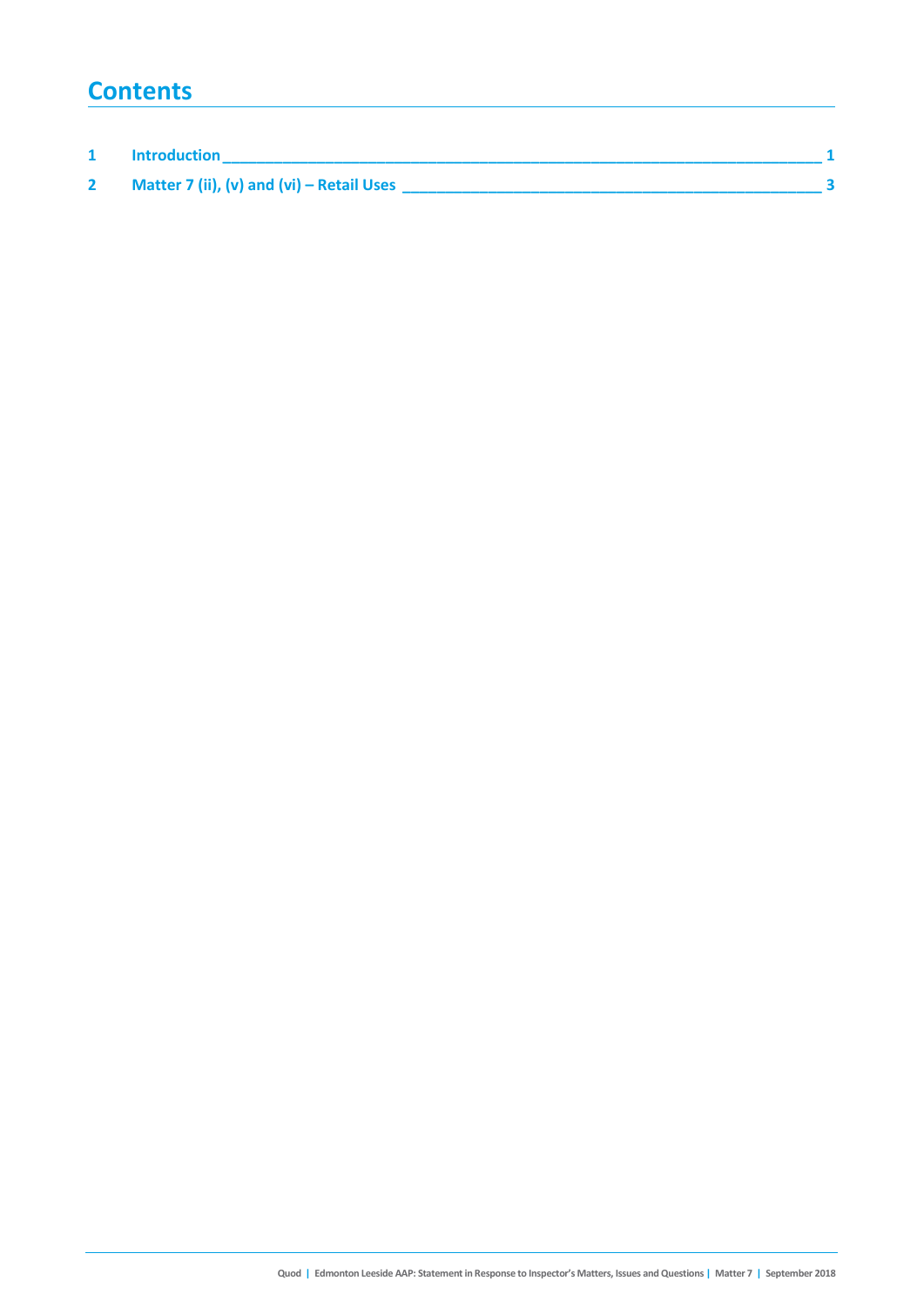# Contents

1 Introduction 1

2 Matter 7 (ii), (v) and (vi) – Retail Uses 3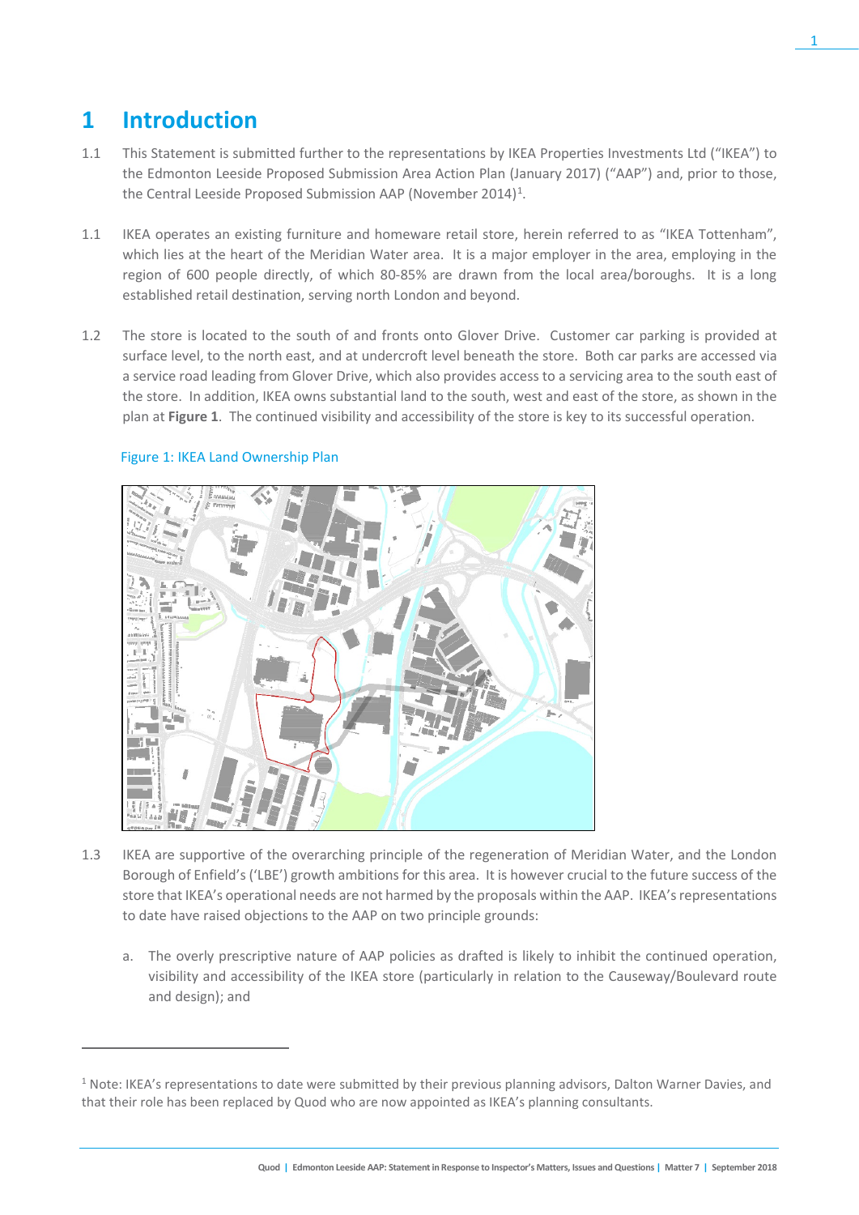# 1 Introduction

1.1 This Statement is submitted further to the representations by IKEA Properties Investments Ltd ("IKEA") to the Edmonton Leeside Proposed Submission Area Action Plan (January 2017) ("AAP") and, prior to those, the Central Leeside Proposed Submission AAP (November 2014)[1].

1.1 IKEA operates an existing furniture and homeware retail store, herein referred to as "IKEA Tottenham", which lies at the heart of the Meridian Water area. It is a major employer in the area, employing in the region of 600 people directly, of which 80-85% are drawn from the local area/boroughs. It is a long established retail destination, serving north London and beyond.

1.2 The store is located to the south of and fronts onto Glover Drive. Customer car parking is provided at surface level, to the north east, and at undercroft level beneath the store. Both car parks are accessed via a service road leading from Glover Drive, which also provides access to a servicing area to the south east of the store. In addition, IKEA owns substantial land to the south, west and east of the store, as shown in the plan at **Figure 1**. The continued visibility and accessibility of the store is key to its successful operation.

Figure 1: IKEA Land Ownership Plan

1.3 IKEA are supportive of the overarching principle of the regeneration of Meridian Water, and the London Borough of Enfield's ('LBE') growth ambitions for this area. It is however crucial to the future success of the store that IKEA's operational needs are not harmed by the proposals within the AAP. IKEA's representations to date have raised objections to the AAP on two principle grounds:

a. The overly prescriptive nature of AAP policies as drafted is likely to inhibit the continued operation, visibility and accessibility of the IKEA store (particularly in relation to the Causeway/Boulevard route and design); and

---

[1] Note: IKEA's representations to date were submitted by their previous planning advisors, Dalton Warner Davies, and that their role has been replaced by Quod who are now appointed as IKEA's planning consultants.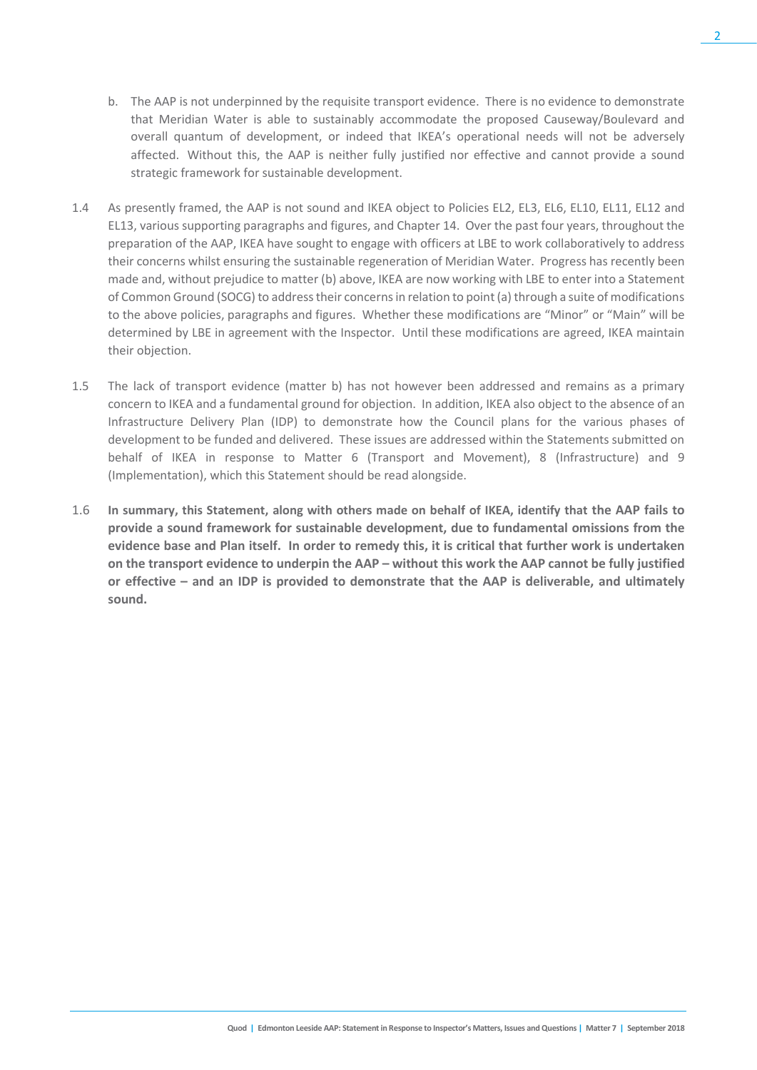b. The AAP is not underpinned by the requisite transport evidence. There is no evidence to demonstrate that Meridian Water is able to sustainably accommodate the proposed Causeway/Boulevard and overall quantum of development, or indeed that IKEA's operational needs will not be adversely affected. Without this, the AAP is neither fully justified nor effective and cannot provide a sound strategic framework for sustainable development.

1.4 As presently framed, the AAP is not sound and IKEA object to Policies EL2, EL3, EL6, EL10, EL11, EL12 and EL13, various supporting paragraphs and figures, and Chapter 14. Over the past four years, throughout the preparation of the AAP, IKEA have sought to engage with officers at LBE to work collaboratively to address their concerns whilst ensuring the sustainable regeneration of Meridian Water. Progress has recently been made and, without prejudice to matter (b) above, IKEA are now working with LBE to enter into a Statement of Common Ground (SOCG) to address their concerns in relation to point (a) through a suite of modifications to the above policies, paragraphs and figures. Whether these modifications are "Minor" or "Main" will be determined by LBE in agreement with the Inspector. Until these modifications are agreed, IKEA maintain their objection.

1.5 The lack of transport evidence (matter b) has not however been addressed and remains as a primary concern to IKEA and a fundamental ground for objection. In addition, IKEA also object to the absence of an Infrastructure Delivery Plan (IDP) to demonstrate how the Council plans for the various phases of development to be funded and delivered. These issues are addressed within the Statements submitted on behalf of IKEA in response to Matter 6 (Transport and Movement), 8 (Infrastructure) and 9 (Implementation), which this Statement should be read alongside.

1.6 **In summary, this Statement, along with others made on behalf of IKEA, identify that the AAP fails to provide a sound framework for sustainable development, due to fundamental omissions from the evidence base and Plan itself. In order to remedy this, it is critical that further work is undertaken on the transport evidence to underpin the AAP – without this work the AAP cannot be fully justified or effective – and an IDP is provided to demonstrate that the AAP is deliverable, and ultimately sound.**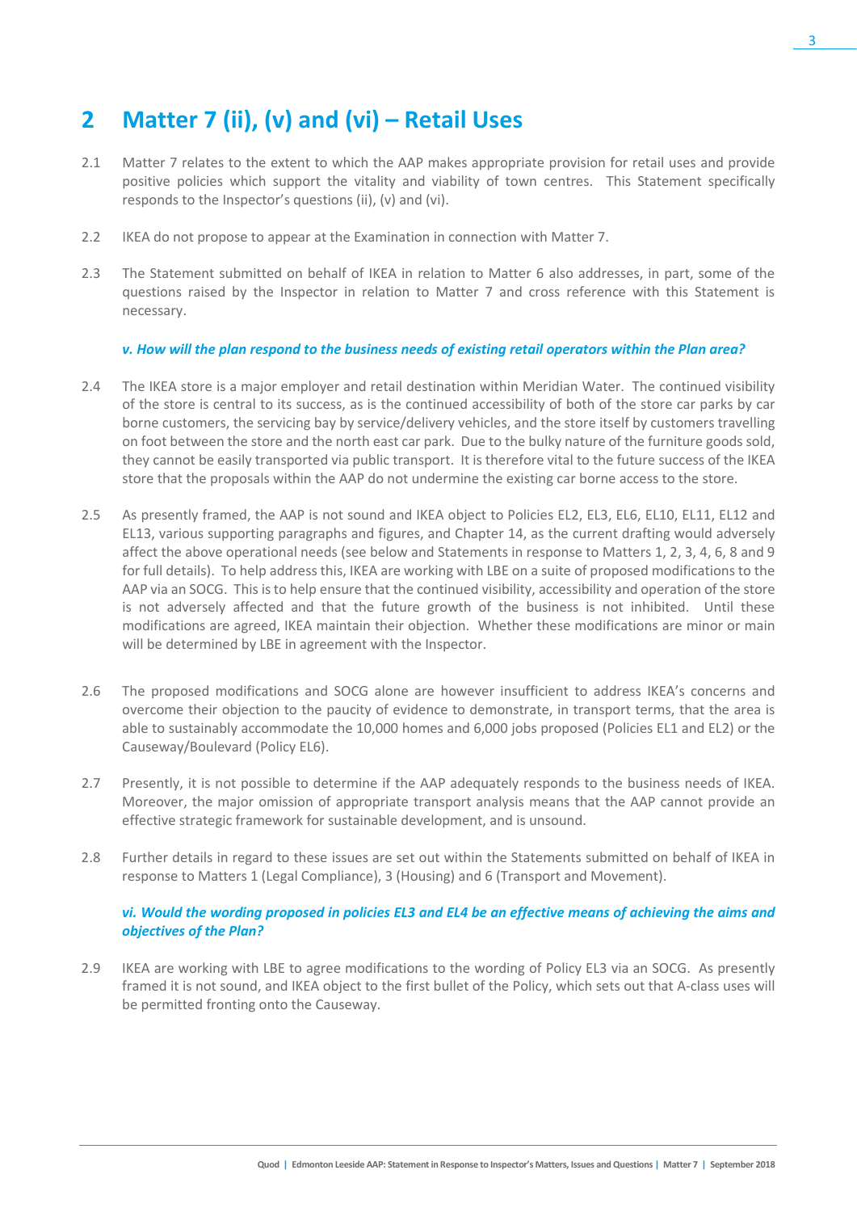## 2 Matter 7 (ii), (v) and (vi) – Retail Uses

2.1 Matter 7 relates to the extent to which the AAP makes appropriate provision for retail uses and provide positive policies which support the vitality and viability of town centres. This Statement specifically responds to the Inspector's questions (ii), (v) and (vi).

2.2 IKEA do not propose to appear at the Examination in connection with Matter 7.

2.3 The Statement submitted on behalf of IKEA in relation to Matter 6 also addresses, in part, some of the questions raised by the Inspector in relation to Matter 7 and cross reference with this Statement is necessary.

***v. How will the plan respond to the business needs of existing retail operators within the Plan area?***

2.4 The IKEA store is a major employer and retail destination within Meridian Water. The continued visibility of the store is central to its success, as is the continued accessibility of both of the store car parks by car borne customers, the servicing bay by service/delivery vehicles, and the store itself by customers travelling on foot between the store and the north east car park. Due to the bulky nature of the furniture goods sold, they cannot be easily transported via public transport. It is therefore vital to the future success of the IKEA store that the proposals within the AAP do not undermine the existing car borne access to the store.

2.5 As presently framed, the AAP is not sound and IKEA object to Policies EL2, EL3, EL6, EL10, EL11, EL12 and EL13, various supporting paragraphs and figures, and Chapter 14, as the current drafting would adversely affect the above operational needs (see below and Statements in response to Matters 1, 2, 3, 4, 6, 8 and 9 for full details). To help address this, IKEA are working with LBE on a suite of proposed modifications to the AAP via an SOCG. This is to help ensure that the continued visibility, accessibility and operation of the store is not adversely affected and that the future growth of the business is not inhibited. Until these modifications are agreed, IKEA maintain their objection. Whether these modifications are minor or main will be determined by LBE in agreement with the Inspector.

2.6 The proposed modifications and SOCG alone are however insufficient to address IKEA's concerns and overcome their objection to the paucity of evidence to demonstrate, in transport terms, that the area is able to sustainably accommodate the 10,000 homes and 6,000 jobs proposed (Policies EL1 and EL2) or the Causeway/Boulevard (Policy EL6).

2.7 Presently, it is not possible to determine if the AAP adequately responds to the business needs of IKEA. Moreover, the major omission of appropriate transport analysis means that the AAP cannot provide an effective strategic framework for sustainable development, and is unsound.

2.8 Further details in regard to these issues are set out within the Statements submitted on behalf of IKEA in response to Matters 1 (Legal Compliance), 3 (Housing) and 6 (Transport and Movement).

***vi. Would the wording proposed in policies EL3 and EL4 be an effective means of achieving the aims and objectives of the Plan?***

2.9 IKEA are working with LBE to agree modifications to the wording of Policy EL3 via an SOCG. As presently framed it is not sound, and IKEA object to the first bullet of the Policy, which sets out that A-class uses will be permitted fronting onto the Causeway.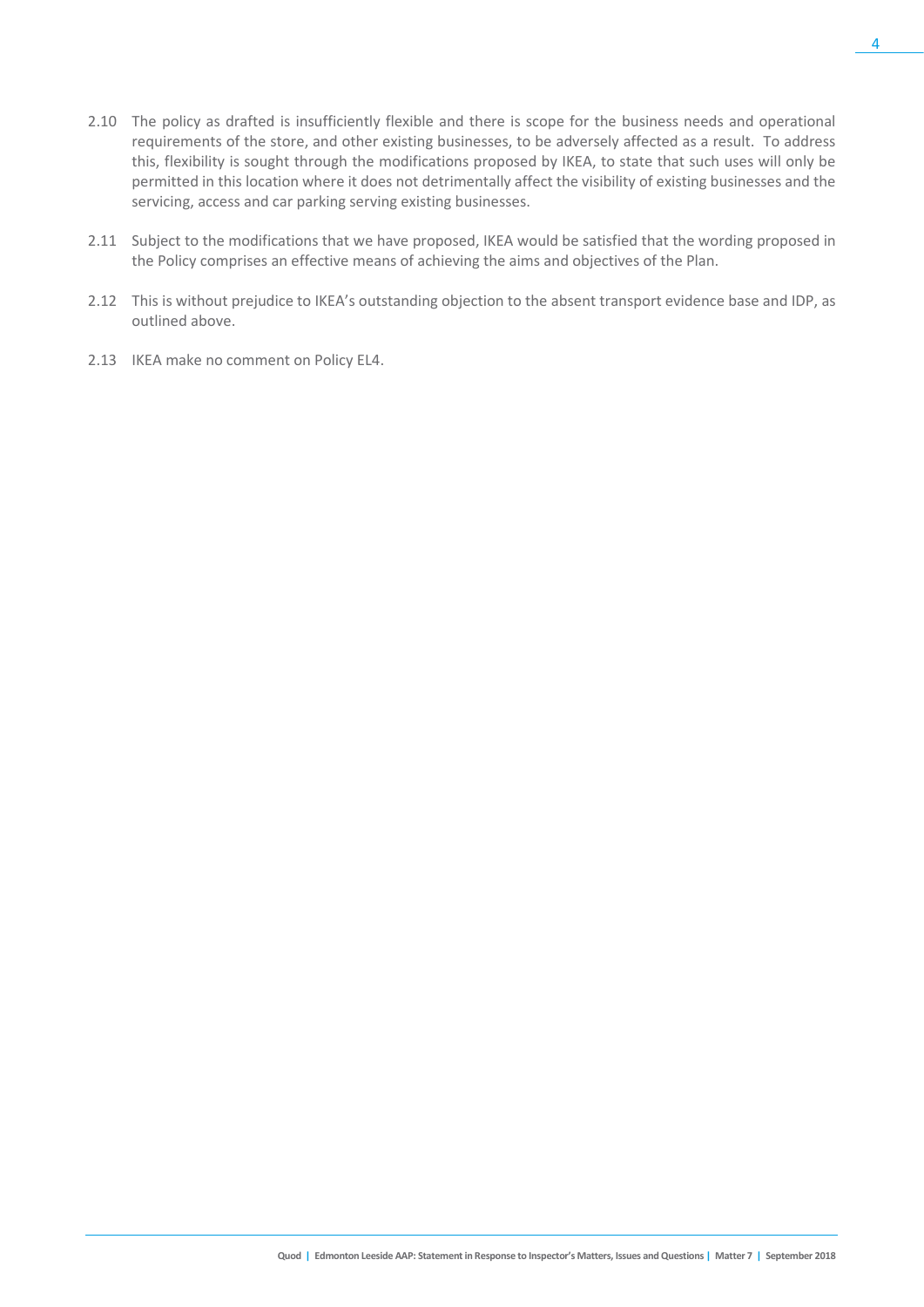2.10 The policy as drafted is insufficiently flexible and there is scope for the business needs and operational requirements of the store, and other existing businesses, to be adversely affected as a result. To address this, flexibility is sought through the modifications proposed by IKEA, to state that such uses will only be permitted in this location where it does not detrimentally affect the visibility of existing businesses and the servicing, access and car parking serving existing businesses.

2.11 Subject to the modifications that we have proposed, IKEA would be satisfied that the wording proposed in the Policy comprises an effective means of achieving the aims and objectives of the Plan.

2.12 This is without prejudice to IKEA's outstanding objection to the absent transport evidence base and IDP, as outlined above.

2.13 IKEA make no comment on Policy EL4.